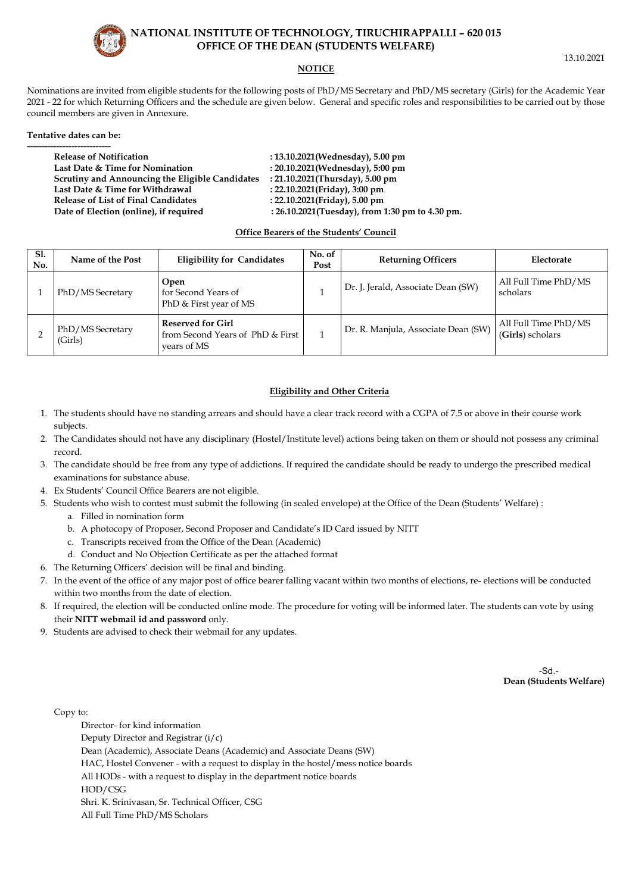# NATIONAL INSTITUTE OF TECHNOLOGY, TIRUCHIRAPPALLI – 620 015
## OFFICE OF THE DEAN (STUDENTS WELFARE)

13.10.2021

**NOTICE**

Nominations are invited from eligible students for the following posts of PhD/MS Secretary and PhD/MS secretary (Girls) for the Academic Year 2021 - 22 for which Returning Officers and the schedule are given below. General and specific roles and responsibilities to be carried out by those council members are given in Annexure.

**Tentative dates can be:**

| | |
|---|---|
| **Release of Notification** | **: 13.10.2021(Wednesday), 5.00 pm** |
| **Last Date & Time for Nomination** | **: 20.10.2021(Wednesday), 5:00 pm** |
| **Scrutiny and Announcing the Eligible Candidates** | **: 21.10.2021(Thursday), 5.00 pm** |
| **Last Date & Time for Withdrawal** | **: 22.10.2021(Friday), 3:00 pm** |
| **Release of List of Final Candidates** | **: 22.10.2021(Friday), 5.00 pm** |
| **Date of Election (online), if required** | **: 26.10.2021(Tuesday), from 1:30 pm to 4.30 pm.** |

**Office Bearers of the Students' Council**

| Sl. No. | Name of the Post | Eligibility for Candidates | No. of Post | Returning Officers | Electorate |
|---|---|---|---|---|---|
| 1 | PhD/MS Secretary | **Open** for Second Years of PhD & First year of MS | 1 | Dr. J. Jerald, Associate Dean (SW) | All Full Time PhD/MS scholars |
| 2 | PhD/MS Secretary (Girls) | **Reserved for Girl** from Second Years of PhD & First years of MS | 1 | Dr. R. Manjula, Associate Dean (SW) | All Full Time PhD/MS (**Girls**) scholars |

**Eligibility and Other Criteria**

1. The students should have no standing arrears and should have a clear track record with a CGPA of 7.5 or above in their course work subjects.
2. The Candidates should not have any disciplinary (Hostel/Institute level) actions being taken on them or should not possess any criminal record.
3. The candidate should be free from any type of addictions. If required the candidate should be ready to undergo the prescribed medical examinations for substance abuse.
4. Ex Students' Council Office Bearers are not eligible.
5. Students who wish to contest must submit the following (in sealed envelope) at the Office of the Dean (Students' Welfare) :
   a. Filled in nomination form
   b. A photocopy of Proposer, Second Proposer and Candidate's ID Card issued by NITT
   c. Transcripts received from the Office of the Dean (Academic)
   d. Conduct and No Objection Certificate as per the attached format
6. The Returning Officers' decision will be final and binding.
7. In the event of the office of any major post of office bearer falling vacant within two months of elections, re- elections will be conducted within two months from the date of election.
8. If required, the election will be conducted online mode. The procedure for voting will be informed later. The students can vote by using their **NITT webmail id and password** only.
9. Students are advised to check their webmail for any updates.

-Sd.-
**Dean (Students Welfare)**

Copy to:

Director- for kind information
Deputy Director and Registrar (i/c)
Dean (Academic), Associate Deans (Academic) and Associate Deans (SW)
HAC, Hostel Convener - with a request to display in the hostel/mess notice boards
All HODs - with a request to display in the department notice boards
HOD/CSG
Shri. K. Srinivasan, Sr. Technical Officer, CSG
All Full Time PhD/MS Scholars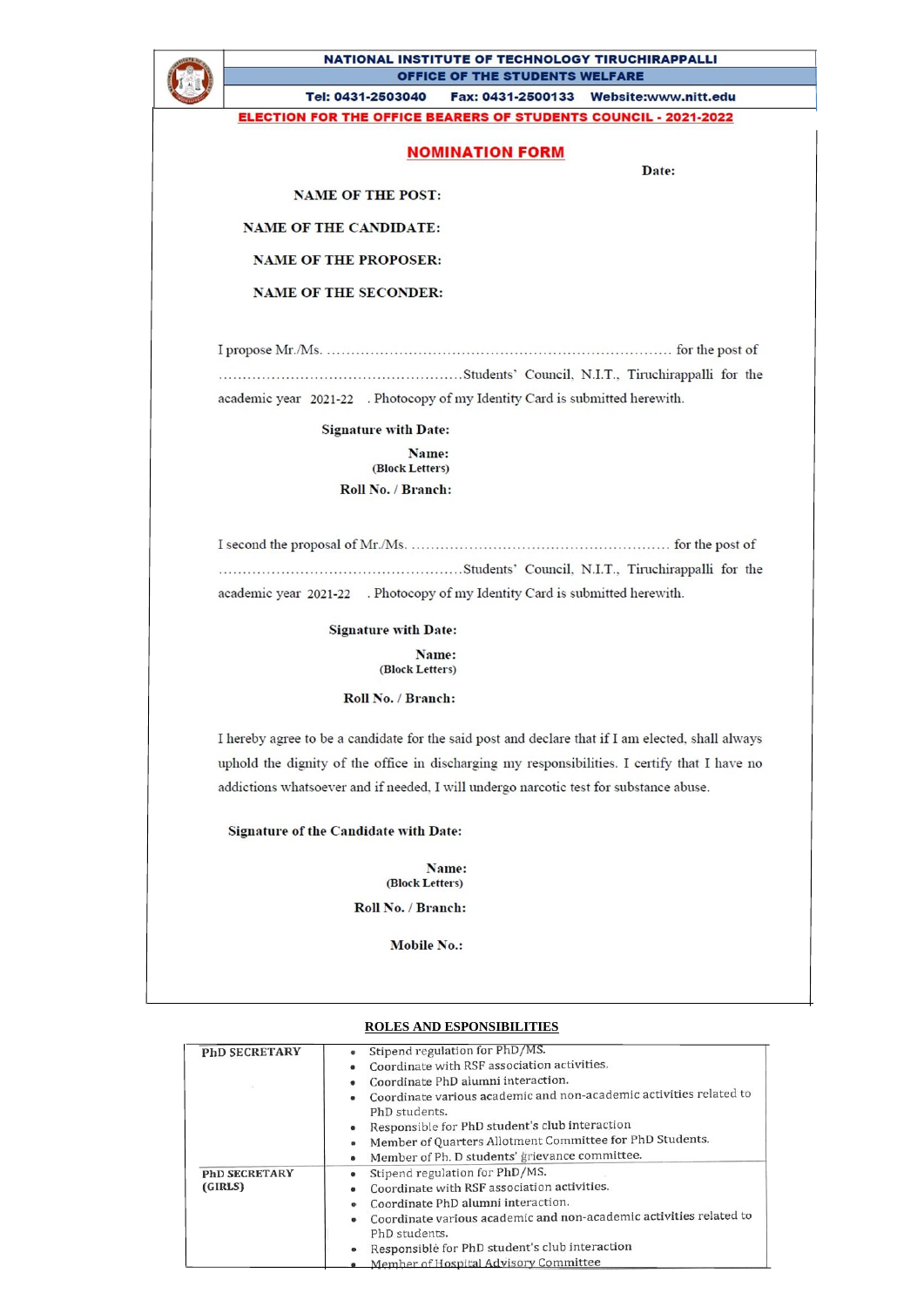**NATIONAL INSTITUTE OF TECHNOLOGY TIRUCHIRAPPALLI**

**OFFICE OF THE STUDENTS WELFARE**

**Tel: 0431-2503040 Fax: 0431-2500133 Website:www.nitt.edu**

**ELECTION FOR THE OFFICE BEARERS OF STUDENTS COUNCIL - 2021-2022**

## NOMINATION FORM

**Date:**

**NAME OF THE POST:**

**NAME OF THE CANDIDATE:**

**NAME OF THE PROPOSER:**

**NAME OF THE SECONDER:**

I propose Mr./Ms. ........................................................................ for the post of .................................................Students' Council, N.I.T., Tiruchirappalli for the academic year 2021-22 . Photocopy of my Identity Card is submitted herewith.

**Signature with Date:**

**Name:**
**(Block Letters)**

**Roll No. / Branch:**

I second the proposal of Mr./Ms. ..................................................... for the post of .................................................Students' Council, N.I.T., Tiruchirappalli for the academic year 2021-22 . Photocopy of my Identity Card is submitted herewith.

**Signature with Date:**

**Name:**
**(Block Letters)**

**Roll No. / Branch:**

I hereby agree to be a candidate for the said post and declare that if I am elected, shall always uphold the dignity of the office in discharging my responsibilities. I certify that I have no addictions whatsoever and if needed, I will undergo narcotic test for substance abuse.

**Signature of the Candidate with Date:**

**Name:**
**(Block Letters)**

**Roll No. / Branch:**

**Mobile No.:**

**ROLES AND ESPONSIBILITIES**

| | |
|---|---|
| **PhD SECRETARY** | • Stipend regulation for PhD/MS.<br>• Coordinate with RSF association activities.<br>• Coordinate PhD alumni interaction.<br>• Coordinate various academic and non-academic activities related to PhD students.<br>• Responsible for PhD student's club interaction<br>• Member of Quarters Allotment Committee for PhD Students.<br>• Member of Ph. D students' grievance committee. |
| **PhD SECRETARY (GIRLS)** | • Stipend regulation for PhD/MS.<br>• Coordinate with RSF association activities.<br>• Coordinate PhD alumni interaction.<br>• Coordinate various academic and non-academic activities related to PhD students.<br>• Responsible for PhD student's club interaction<br>• Member of Hospital Advisory Committee |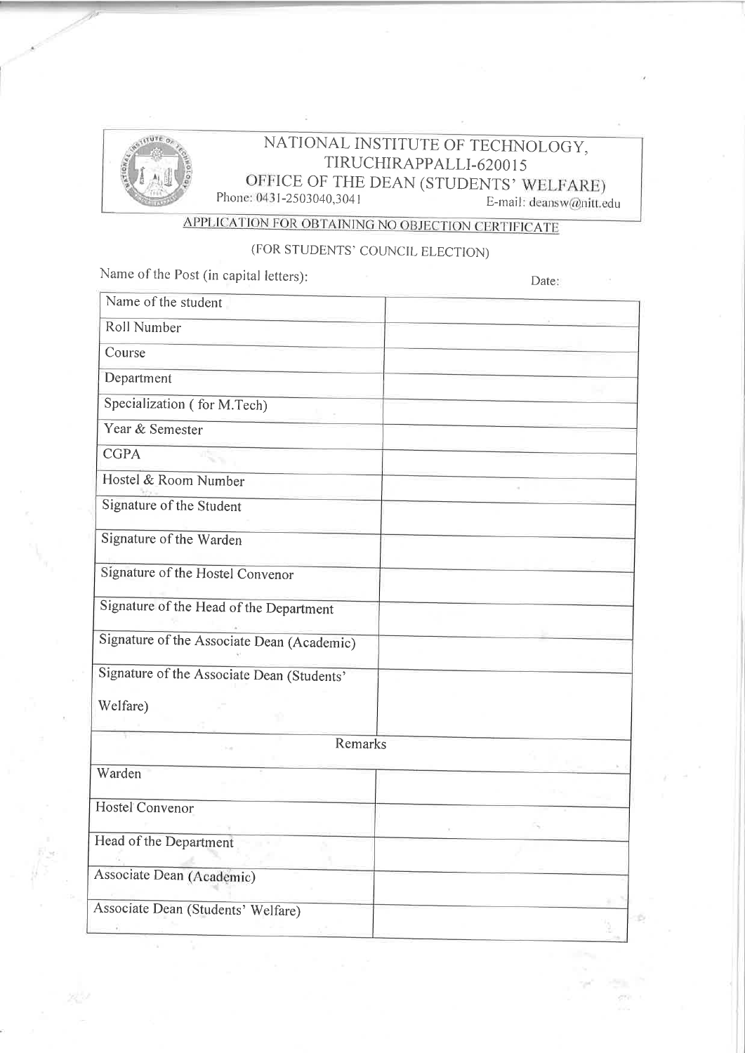NATIONAL INSTITUTE OF TECHNOLOGY,
TIRUCHIRAPPALLI-620015
OFFICE OF THE DEAN (STUDENTS' WELFARE)

Phone: 0431-2503040,3041 E-mail: deansw@nitt.edu

## APPLICATION FOR OBTAINING NO OBJECTION CERTIFICATE

(FOR STUDENTS' COUNCIL ELECTION)

Name of the Post (in capital letters): Date:

| | |
|---|---|
| Name of the student | |
| Roll Number | |
| Course | |
| Department | |
| Specialization ( for M.Tech) | |
| Year & Semester | |
| CGPA | |
| Hostel & Room Number | |
| Signature of the Student | |
| Signature of the Warden | |
| Signature of the Hostel Convenor | |
| Signature of the Head of the Department | |
| Signature of the Associate Dean (Academic) | |
| Signature of the Associate Dean (Students' Welfare) | |
| **Remarks** | |
| Warden | |
| Hostel Convenor | |
| Head of the Department | |
| Associate Dean (Academic) | |
| Associate Dean (Students' Welfare) | |